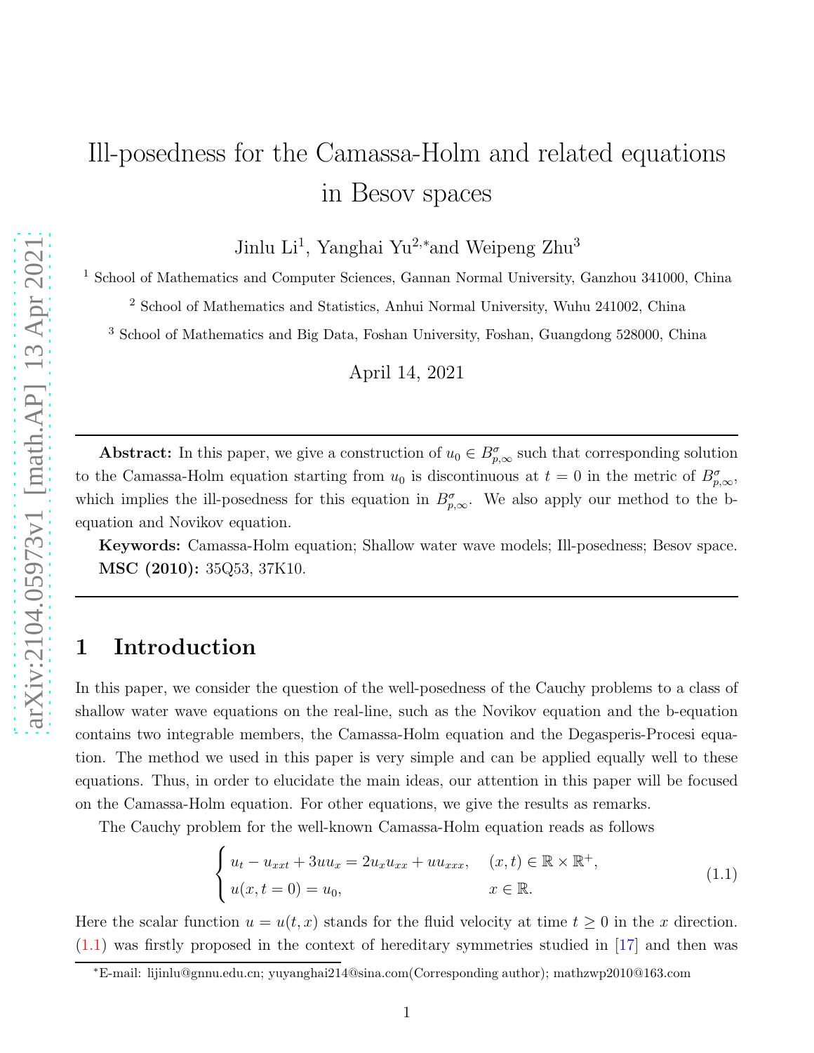# Ill-posedness for the Camassa-Holm and related equations in Besov spaces

Jinlu Li[1], Yanghai Yu[2,*] and Weipeng Zhu[3]

[1] School of Mathematics and Computer Sciences, Gannan Normal University, Ganzhou 341000, China

[2] School of Mathematics and Statistics, Anhui Normal University, Wuhu 241002, China

[3] School of Mathematics and Big Data, Foshan University, Foshan, Guangdong 528000, China

April 14, 2021

---

**Abstract:** In this paper, we give a construction of $u_0 \in B^\sigma_{p,\infty}$ such that corresponding solution to the Camassa-Holm equation starting from $u_0$ is discontinuous at $t = 0$ in the metric of $B^\sigma_{p,\infty}$, which implies the ill-posedness for this equation in $B^\sigma_{p,\infty}$. We also apply our method to the b-equation and Novikov equation.

**Keywords:** Camassa-Holm equation; Shallow water wave models; Ill-posedness; Besov space.
**MSC (2010):** 35Q53, 37K10.

---

## 1 Introduction

In this paper, we consider the question of the well-posedness of the Cauchy problems to a class of shallow water wave equations on the real-line, such as the Novikov equation and the b-equation contains two integrable members, the Camassa-Holm equation and the Degasperis-Procesi equation. The method we used in this paper is very simple and can be applied equally well to these equations. Thus, in order to elucidate the main ideas, our attention in this paper will be focused on the Camassa-Holm equation. For other equations, we give the results as remarks.

The Cauchy problem for the well-known Camassa-Holm equation reads as follows

$$
\begin{cases}
u_t - u_{xxt} + 3uu_x = 2u_x u_{xx} + uu_{xxx}, & (x,t) \in \mathbb{R} \times \mathbb{R}^+, \\
u(x, t = 0) = u_0, & x \in \mathbb{R}.
\end{cases}
\tag{1.1}
$$

Here the scalar function $u = u(t, x)$ stands for the fluid velocity at time $t \geq 0$ in the $x$ direction. (1.1) was firstly proposed in the context of hereditary symmetries studied in [17] and then was

---

*E-mail: lijinlu@gnnu.edu.cn; yuyanghai214@sina.com(Corresponding author); mathzwp2010@163.com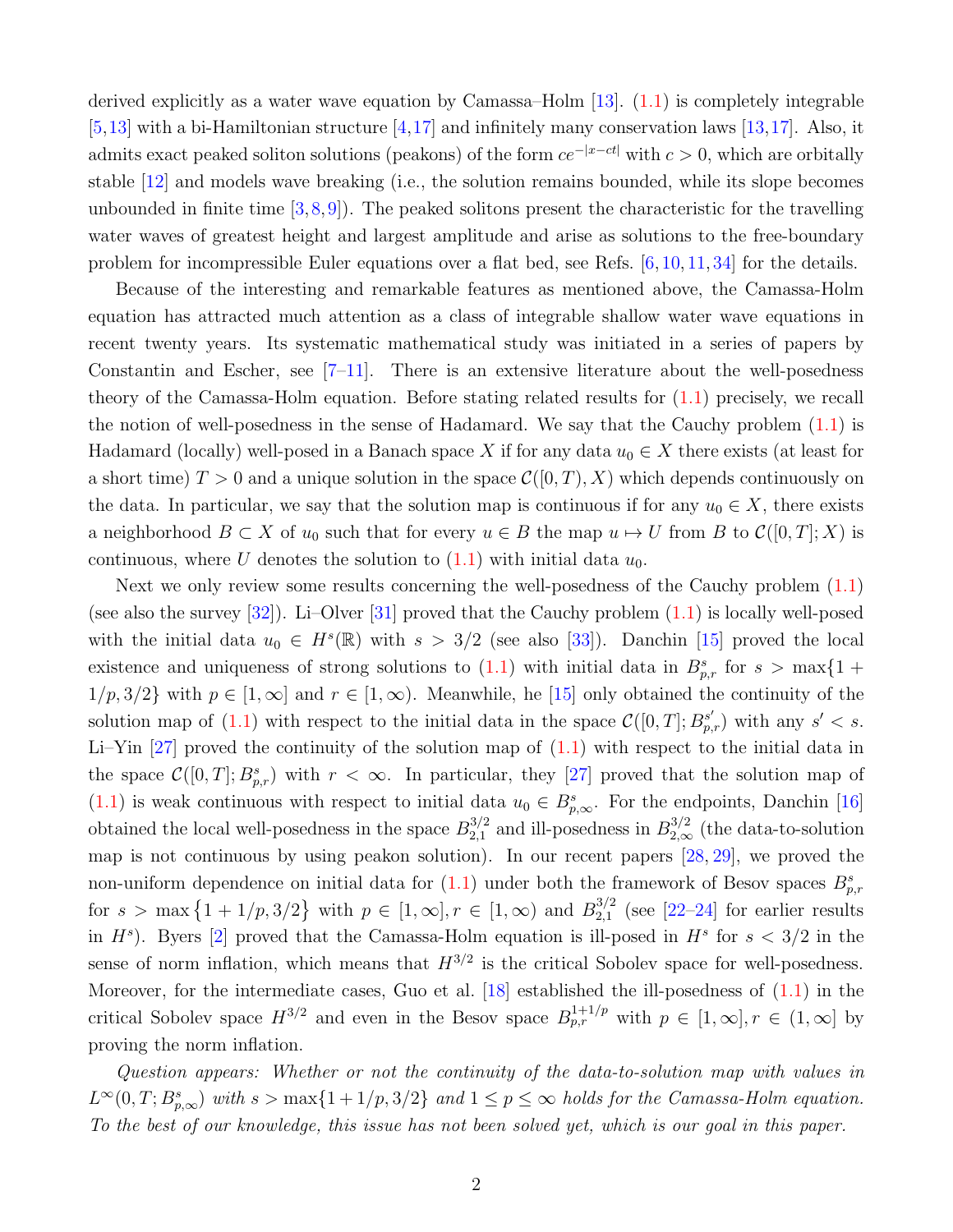derived explicitly as a water wave equation by Camassa–Holm [13]. (1.1) is completely integrable [5,13] with a bi-Hamiltonian structure [4,17] and infinitely many conservation laws [13,17]. Also, it admits exact peaked soliton solutions (peakons) of the form $ce^{-|x-ct|}$ with $c > 0$, which are orbitally stable [12] and models wave breaking (i.e., the solution remains bounded, while its slope becomes unbounded in finite time [3,8,9]). The peaked solitons present the characteristic for the travelling water waves of greatest height and largest amplitude and arise as solutions to the free-boundary problem for incompressible Euler equations over a flat bed, see Refs. [6,10,11,34] for the details.

Because of the interesting and remarkable features as mentioned above, the Camassa-Holm equation has attracted much attention as a class of integrable shallow water wave equations in recent twenty years. Its systematic mathematical study was initiated in a series of papers by Constantin and Escher, see [7–11]. There is an extensive literature about the well-posedness theory of the Camassa-Holm equation. Before stating related results for (1.1) precisely, we recall the notion of well-posedness in the sense of Hadamard. We say that the Cauchy problem (1.1) is Hadamard (locally) well-posed in a Banach space $X$ if for any data $u_0 \in X$ there exists (at least for a short time) $T > 0$ and a unique solution in the space $\mathcal{C}([0,T), X)$ which depends continuously on the data. In particular, we say that the solution map is continuous if for any $u_0 \in X$, there exists a neighborhood $B \subset X$ of $u_0$ such that for every $u \in B$ the map $u \mapsto U$ from $B$ to $\mathcal{C}([0,T]; X)$ is continuous, where $U$ denotes the solution to (1.1) with initial data $u_0$.

Next we only review some results concerning the well-posedness of the Cauchy problem (1.1) (see also the survey [32]). Li–Olver [31] proved that the Cauchy problem (1.1) is locally well-posed with the initial data $u_0 \in H^s(\mathbb{R})$ with $s > 3/2$ (see also [33]). Danchin [15] proved the local existence and uniqueness of strong solutions to (1.1) with initial data in $B^s_{p,r}$ for $s > \max\{1 + 1/p, 3/2\}$ with $p \in [1,\infty]$ and $r \in [1,\infty)$. Meanwhile, he [15] only obtained the continuity of the solution map of (1.1) with respect to the initial data in the space $\mathcal{C}([0,T]; B^{s'}_{p,r})$ with any $s' < s$. Li–Yin [27] proved the continuity of the solution map of (1.1) with respect to the initial data in the space $\mathcal{C}([0,T]; B^s_{p,r})$ with $r < \infty$. In particular, they [27] proved that the solution map of (1.1) is weak continuous with respect to initial data $u_0 \in B^s_{p,\infty}$. For the endpoints, Danchin [16] obtained the local well-posedness in the space $B^{3/2}_{2,1}$ and ill-posedness in $B^{3/2}_{2,\infty}$ (the data-to-solution map is not continuous by using peakon solution). In our recent papers [28, 29], we proved the non-uniform dependence on initial data for (1.1) under both the framework of Besov spaces $B^s_{p,r}$ for $s > \max\{1 + 1/p, 3/2\}$ with $p \in [1,\infty], r \in [1,\infty)$ and $B^{3/2}_{2,1}$ (see [22–24] for earlier results in $H^s$). Byers [2] proved that the Camassa-Holm equation is ill-posed in $H^s$ for $s < 3/2$ in the sense of norm inflation, which means that $H^{3/2}$ is the critical Sobolev space for well-posedness. Moreover, for the intermediate cases, Guo et al. [18] established the ill-posedness of (1.1) in the critical Sobolev space $H^{3/2}$ and even in the Besov space $B^{1+1/p}_{p,r}$ with $p \in [1,\infty], r \in (1,\infty]$ by proving the norm inflation.

*Question appears: Whether or not the continuity of the data-to-solution map with values in* $L^\infty(0,T; B^s_{p,\infty})$ *with* $s > \max\{1 + 1/p, 3/2\}$ *and* $1 \le p \le \infty$ *holds for the Camassa-Holm equation. To the best of our knowledge, this issue has not been solved yet, which is our goal in this paper.*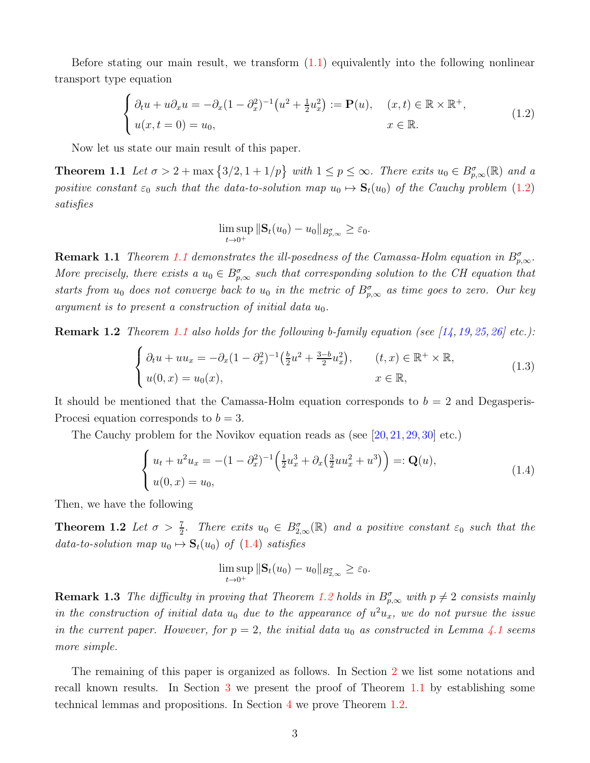Before stating our main result, we transform (1.1) equivalently into the following nonlinear transport type equation

$$
\begin{cases}
\partial_t u + u\partial_x u = -\partial_x(1-\partial_x^2)^{-1}\big(u^2 + \frac{1}{2}u_x^2\big) := \mathbf{P}(u), & (x,t) \in \mathbb{R}\times\mathbb{R}^+, \\
u(x,t=0) = u_0, & x \in \mathbb{R}.
\end{cases} \tag{1.2}
$$

Now let us state our main result of this paper.

**Theorem 1.1** *Let $\sigma > 2 + \max\{3/2, 1+1/p\}$ with $1 \le p \le \infty$. There exits $u_0 \in B^\sigma_{p,\infty}(\mathbb{R})$ and a positive constant $\varepsilon_0$ such that the data-to-solution map $u_0 \mapsto \mathbf{S}_t(u_0)$ of the Cauchy problem (1.2) satisfies*

$$
\limsup_{t\to 0^+} \|\mathbf{S}_t(u_0) - u_0\|_{B^\sigma_{p,\infty}} \ge \varepsilon_0.
$$

**Remark 1.1** *Theorem 1.1 demonstrates the ill-posedness of the Camassa-Holm equation in $B^\sigma_{p,\infty}$. More precisely, there exists a $u_0 \in B^\sigma_{p,\infty}$ such that corresponding solution to the CH equation that starts from $u_0$ does not converge back to $u_0$ in the metric of $B^\sigma_{p,\infty}$ as time goes to zero. Our key argument is to present a construction of initial data $u_0$.*

**Remark 1.2** *Theorem 1.1 also holds for the following b-family equation (see [14, 19, 25, 26] etc.):*

$$
\begin{cases}
\partial_t u + uu_x = -\partial_x(1-\partial_x^2)^{-1}\big(\frac{b}{2}u^2 + \frac{3-b}{2}u_x^2\big), & (t,x) \in \mathbb{R}^+\times\mathbb{R}, \\
u(0,x) = u_0(x), & x \in \mathbb{R},
\end{cases} \tag{1.3}
$$

It should be mentioned that the Camassa-Holm equation corresponds to $b = 2$ and Degasperis-Procesi equation corresponds to $b = 3$.

The Cauchy problem for the Novikov equation reads as (see [20, 21, 29, 30] etc.)

$$
\begin{cases}
u_t + u^2 u_x = -(1-\partial_x^2)^{-1}\Big(\frac{1}{2}u_x^3 + \partial_x\big(\frac{3}{2}uu_x^2 + u^3\big)\Big) =: \mathbf{Q}(u), \\
u(0,x) = u_0,
\end{cases} \tag{1.4}
$$

Then, we have the following

**Theorem 1.2** *Let $\sigma > \frac{7}{2}$. There exits $u_0 \in B^\sigma_{2,\infty}(\mathbb{R})$ and a positive constant $\varepsilon_0$ such that the data-to-solution map $u_0 \mapsto \mathbf{S}_t(u_0)$ of (1.4) satisfies*

$$
\limsup_{t\to 0^+} \|\mathbf{S}_t(u_0) - u_0\|_{B^\sigma_{2,\infty}} \ge \varepsilon_0.
$$

**Remark 1.3** *The difficulty in proving that Theorem 1.2 holds in $B^\sigma_{p,\infty}$ with $p \ne 2$ consists mainly in the construction of initial data $u_0$ due to the appearance of $u^2u_x$, we do not pursue the issue in the current paper. However, for $p = 2$, the initial data $u_0$ as constructed in Lemma 4.1 seems more simple.*

The remaining of this paper is organized as follows. In Section 2 we list some notations and recall known results. In Section 3 we present the proof of Theorem 1.1 by establishing some technical lemmas and propositions. In Section 4 we prove Theorem 1.2.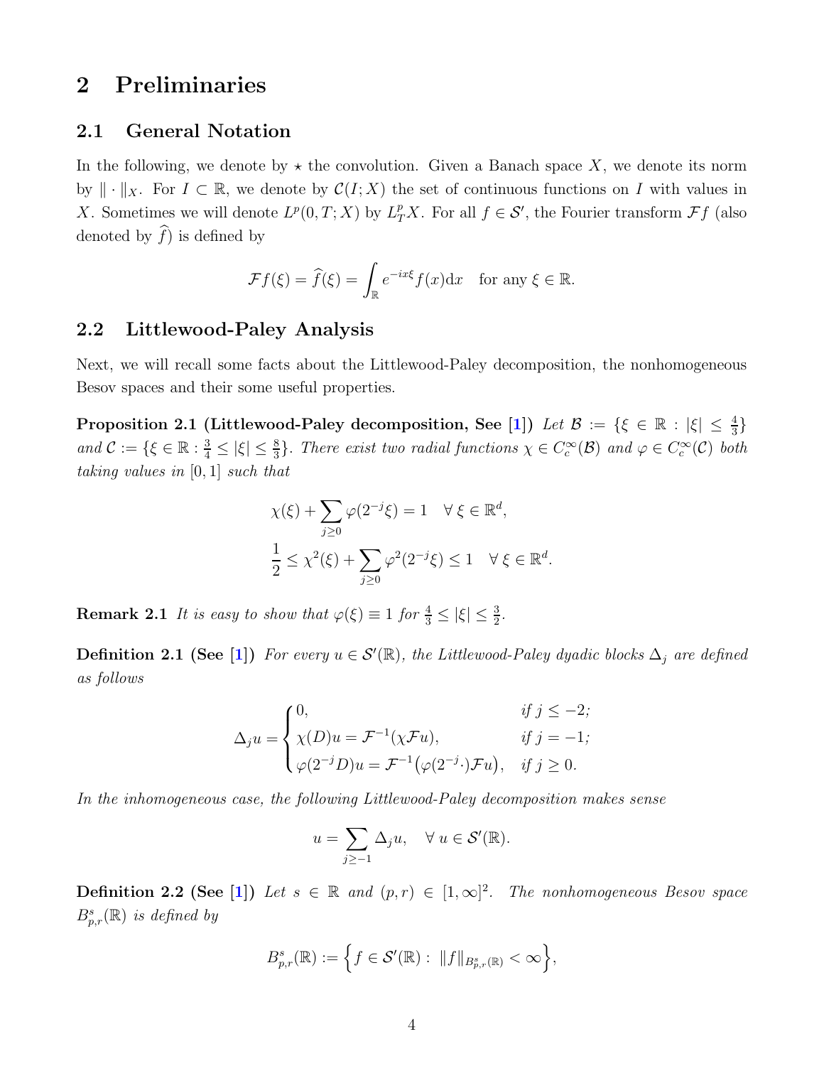# 2 Preliminaries

## 2.1 General Notation

In the following, we denote by $\star$ the convolution. Given a Banach space $X$, we denote its norm by $\|\cdot\|_X$. For $I \subset \mathbb{R}$, we denote by $\mathcal{C}(I;X)$ the set of continuous functions on $I$ with values in $X$. Sometimes we will denote $L^p(0,T;X)$ by $L^p_T X$. For all $f \in \mathcal{S}'$, the Fourier transform $\mathcal{F}f$ (also denoted by $\widehat{f}$) is defined by

$$\mathcal{F}f(\xi) = \widehat{f}(\xi) = \int_{\mathbb{R}} e^{-ix\xi} f(x)\mathrm{d}x \quad \text{for any } \xi \in \mathbb{R}.$$

## 2.2 Littlewood-Paley Analysis

Next, we will recall some facts about the Littlewood-Paley decomposition, the nonhomogeneous Besov spaces and their some useful properties.

**Proposition 2.1 (Littlewood-Paley decomposition, See [1])** *Let $\mathcal{B} := \{\xi \in \mathbb{R} : |\xi| \leq \frac{4}{3}\}$ and $\mathcal{C} := \{\xi \in \mathbb{R} : \frac{3}{4} \leq |\xi| \leq \frac{8}{3}\}$. There exist two radial functions $\chi \in C_c^\infty(\mathcal{B})$ and $\varphi \in C_c^\infty(\mathcal{C})$ both taking values in $[0,1]$ such that*

$$\chi(\xi) + \sum_{j\geq 0} \varphi(2^{-j}\xi) = 1 \quad \forall\, \xi \in \mathbb{R}^d,$$

$$\frac{1}{2} \leq \chi^2(\xi) + \sum_{j\geq 0} \varphi^2(2^{-j}\xi) \leq 1 \quad \forall\, \xi \in \mathbb{R}^d.$$

**Remark 2.1** *It is easy to show that $\varphi(\xi) \equiv 1$ for $\frac{4}{3} \leq |\xi| \leq \frac{3}{2}$.*

**Definition 2.1 (See [1])** *For every $u \in \mathcal{S}'(\mathbb{R})$, the Littlewood-Paley dyadic blocks $\Delta_j$ are defined as follows*

$$\Delta_j u = \begin{cases} 0, & \text{if } j \leq -2; \\ \chi(D)u = \mathcal{F}^{-1}(\chi \mathcal{F}u), & \text{if } j = -1; \\ \varphi(2^{-j}D)u = \mathcal{F}^{-1}\big(\varphi(2^{-j}\cdot)\mathcal{F}u\big), & \text{if } j \geq 0. \end{cases}$$

*In the inhomogeneous case, the following Littlewood-Paley decomposition makes sense*

$$u = \sum_{j\geq -1} \Delta_j u, \quad \forall\, u \in \mathcal{S}'(\mathbb{R}).$$

**Definition 2.2 (See [1])** *Let $s \in \mathbb{R}$ and $(p,r) \in [1,\infty]^2$. The nonhomogeneous Besov space $B^s_{p,r}(\mathbb{R})$ is defined by*

$$B^s_{p,r}(\mathbb{R}) := \Big\{ f \in \mathcal{S}'(\mathbb{R}) : \|f\|_{B^s_{p,r}(\mathbb{R})} < \infty \Big\},$$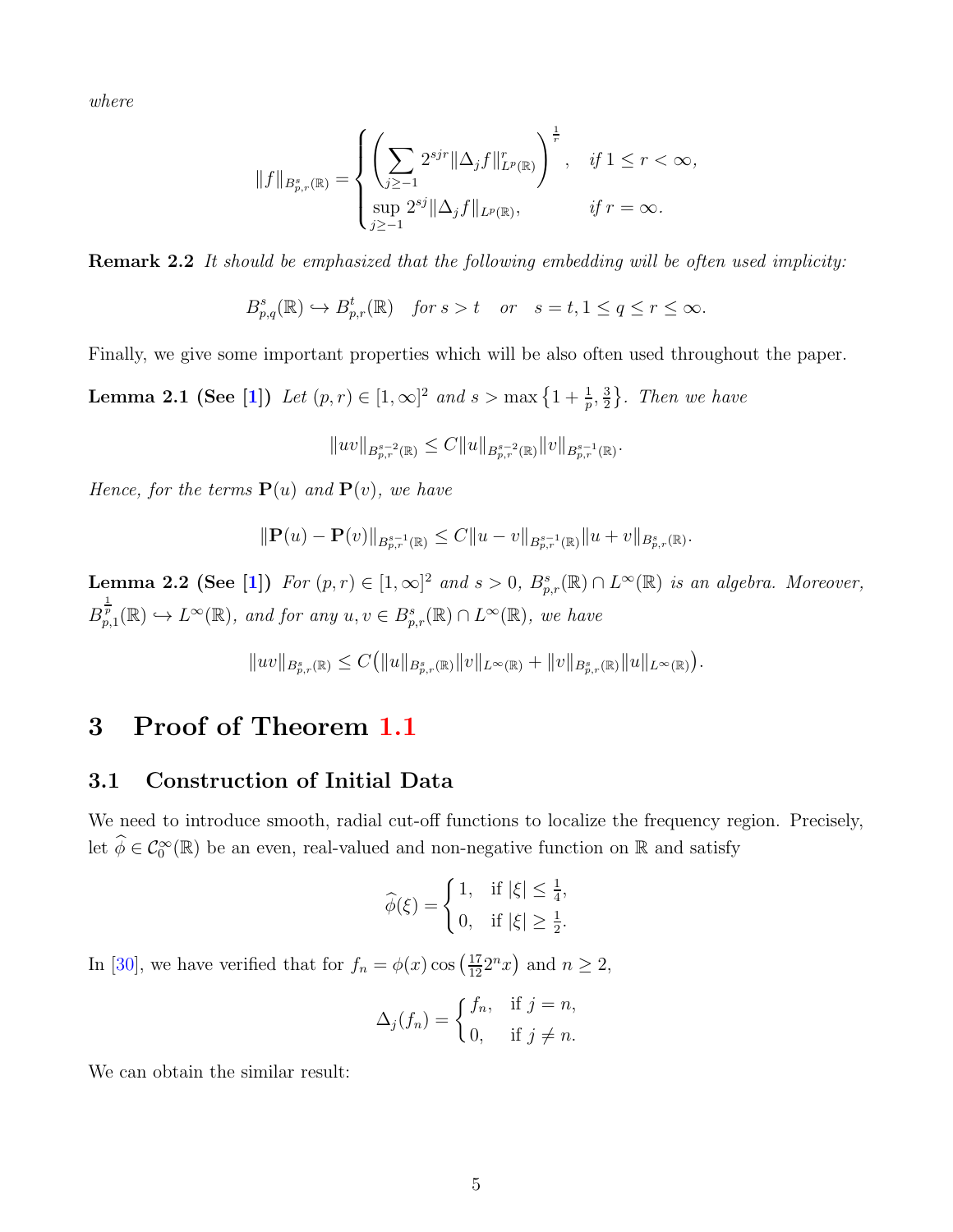*where*

$$\|f\|_{B^s_{p,r}(\mathbb{R})}=\begin{cases}\left(\displaystyle\sum_{j\geq -1}2^{sjr}\|\Delta_j f\|^r_{L^p(\mathbb{R})}\right)^{\frac{1}{r}}, & \text{if } 1\leq r<\infty,\\ \displaystyle\sup_{j\geq -1}2^{sj}\|\Delta_j f\|_{L^p(\mathbb{R})}, & \text{if } r=\infty.\end{cases}$$

**Remark 2.2** *It should be emphasized that the following embedding will be often used implicity:*

$$B^s_{p,q}(\mathbb{R})\hookrightarrow B^t_{p,r}(\mathbb{R})\quad \text{for } s>t \quad \text{or} \quad s=t, 1\leq q\leq r\leq\infty.$$

Finally, we give some important properties which will be also often used throughout the paper.

**Lemma 2.1 (See [1])** *Let $(p,r)\in[1,\infty]^2$ and $s>\max\left\{1+\frac{1}{p},\frac{3}{2}\right\}$. Then we have*

$$\|uv\|_{B^{s-2}_{p,r}(\mathbb{R})}\leq C\|u\|_{B^{s-2}_{p,r}(\mathbb{R})}\|v\|_{B^{s-1}_{p,r}(\mathbb{R})}.$$

*Hence, for the terms $\mathbf{P}(u)$ and $\mathbf{P}(v)$, we have*

$$\|\mathbf{P}(u)-\mathbf{P}(v)\|_{B^{s-1}_{p,r}(\mathbb{R})}\leq C\|u-v\|_{B^{s-1}_{p,r}(\mathbb{R})}\|u+v\|_{B^s_{p,r}(\mathbb{R})}.$$

**Lemma 2.2 (See [1])** *For $(p,r)\in[1,\infty]^2$ and $s>0$, $B^s_{p,r}(\mathbb{R})\cap L^\infty(\mathbb{R})$ is an algebra. Moreover, $B^{\frac{1}{p}}_{p,1}(\mathbb{R})\hookrightarrow L^\infty(\mathbb{R})$, and for any $u,v\in B^s_{p,r}(\mathbb{R})\cap L^\infty(\mathbb{R})$, we have*

$$\|uv\|_{B^s_{p,r}(\mathbb{R})}\leq C\big(\|u\|_{B^s_{p,r}(\mathbb{R})}\|v\|_{L^\infty(\mathbb{R})}+\|v\|_{B^s_{p,r}(\mathbb{R})}\|u\|_{L^\infty(\mathbb{R})}\big).$$

# 3 Proof of Theorem 1.1

## 3.1 Construction of Initial Data

We need to introduce smooth, radial cut-off functions to localize the frequency region. Precisely, let $\widehat{\phi}\in\mathcal{C}^\infty_0(\mathbb{R})$ be an even, real-valued and non-negative function on $\mathbb{R}$ and satisfy

$$\widehat{\phi}(\xi)=\begin{cases}1, & \text{if } |\xi|\leq\frac{1}{4},\\ 0, & \text{if } |\xi|\geq\frac{1}{2}.\end{cases}$$

In [30], we have verified that for $f_n=\phi(x)\cos\left(\frac{17}{12}2^n x\right)$ and $n\geq 2$,

$$\Delta_j(f_n)=\begin{cases}f_n, & \text{if } j=n,\\ 0, & \text{if } j\neq n.\end{cases}$$

We can obtain the similar result: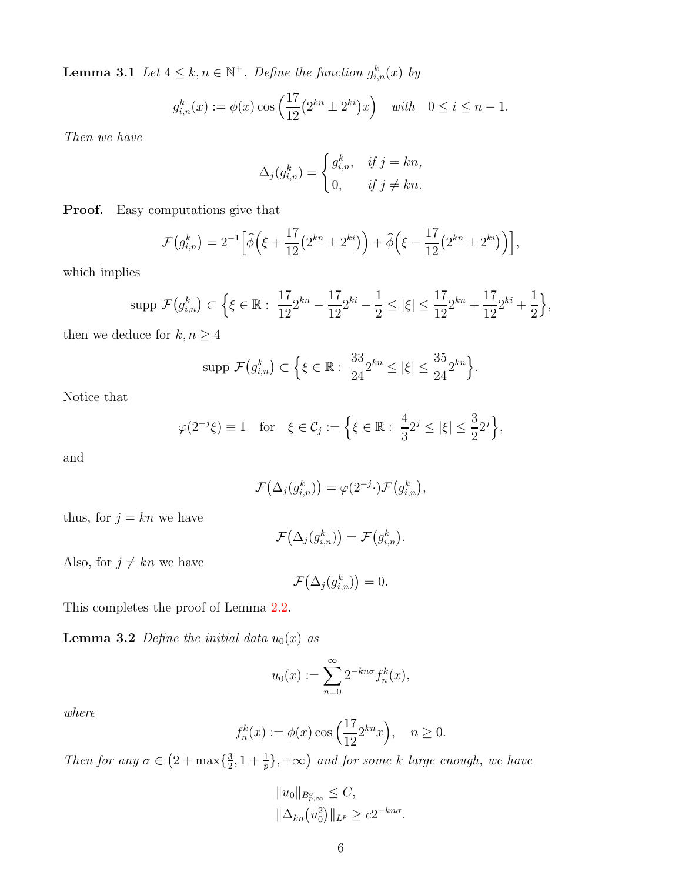**Lemma 3.1** *Let $4 \leq k, n \in \mathbb{N}^+$. Define the function $g^k_{i,n}(x)$ by*

$$g^k_{i,n}(x) := \phi(x) \cos\Big(\frac{17}{12}\big(2^{kn} \pm 2^{ki}\big)x\Big) \quad \text{with} \quad 0 \leq i \leq n-1.$$

*Then we have*

$$\Delta_j(g^k_{i,n}) = \begin{cases} g^k_{i,n}, & \text{if } j = kn, \\ 0, & \text{if } j \neq kn. \end{cases}$$

**Proof.** Easy computations give that

$$\mathcal{F}\big(g^k_{i,n}\big) = 2^{-1}\Big[\widehat{\phi}\Big(\xi + \frac{17}{12}\big(2^{kn} \pm 2^{ki}\big)\Big) + \widehat{\phi}\Big(\xi - \frac{17}{12}\big(2^{kn} \pm 2^{ki}\big)\Big)\Big],$$

which implies

$$\text{supp } \mathcal{F}\big(g^k_{i,n}\big) \subset \Big\{\xi \in \mathbb{R} : \ \frac{17}{12}2^{kn} - \frac{17}{12}2^{ki} - \frac{1}{2} \leq |\xi| \leq \frac{17}{12}2^{kn} + \frac{17}{12}2^{ki} + \frac{1}{2}\Big\},$$

then we deduce for $k, n \geq 4$

$$\text{supp } \mathcal{F}\big(g^k_{i,n}\big) \subset \Big\{\xi \in \mathbb{R} : \ \frac{33}{24}2^{kn} \leq |\xi| \leq \frac{35}{24}2^{kn}\Big\}.$$

Notice that

$$\varphi(2^{-j}\xi) \equiv 1 \quad \text{for} \quad \xi \in \mathcal{C}_j := \Big\{\xi \in \mathbb{R} : \ \frac{4}{3}2^j \leq |\xi| \leq \frac{3}{2}2^j\Big\},$$

and

$$\mathcal{F}\big(\Delta_j(g^k_{i,n})\big) = \varphi(2^{-j}\cdot)\mathcal{F}\big(g^k_{i,n}\big),$$

thus, for $j = kn$ we have

$$\mathcal{F}\big(\Delta_j(g^k_{i,n})\big) = \mathcal{F}\big(g^k_{i,n}\big).$$

Also, for $j \neq kn$ we have

$$\mathcal{F}\big(\Delta_j(g^k_{i,n})\big) = 0.$$

This completes the proof of Lemma 2.2.

**Lemma 3.2** *Define the initial data $u_0(x)$ as*

$$u_0(x) := \sum_{n=0}^{\infty} 2^{-kn\sigma} f^k_n(x),$$

*where*

$$f^k_n(x) := \phi(x) \cos\Big(\frac{17}{12}2^{kn}x\Big), \quad n \geq 0.$$

*Then for any $\sigma \in \big(2 + \max\{\frac{3}{2}, 1 + \frac{1}{p}\}, +\infty\big)$ and for some $k$ large enough, we have*

$$\|u_0\|_{B^\sigma_{p,\infty}} \leq C,$$
$$\|\Delta_{kn}\big(u_0^2\big)\|_{L^p} \geq c2^{-kn\sigma}.$$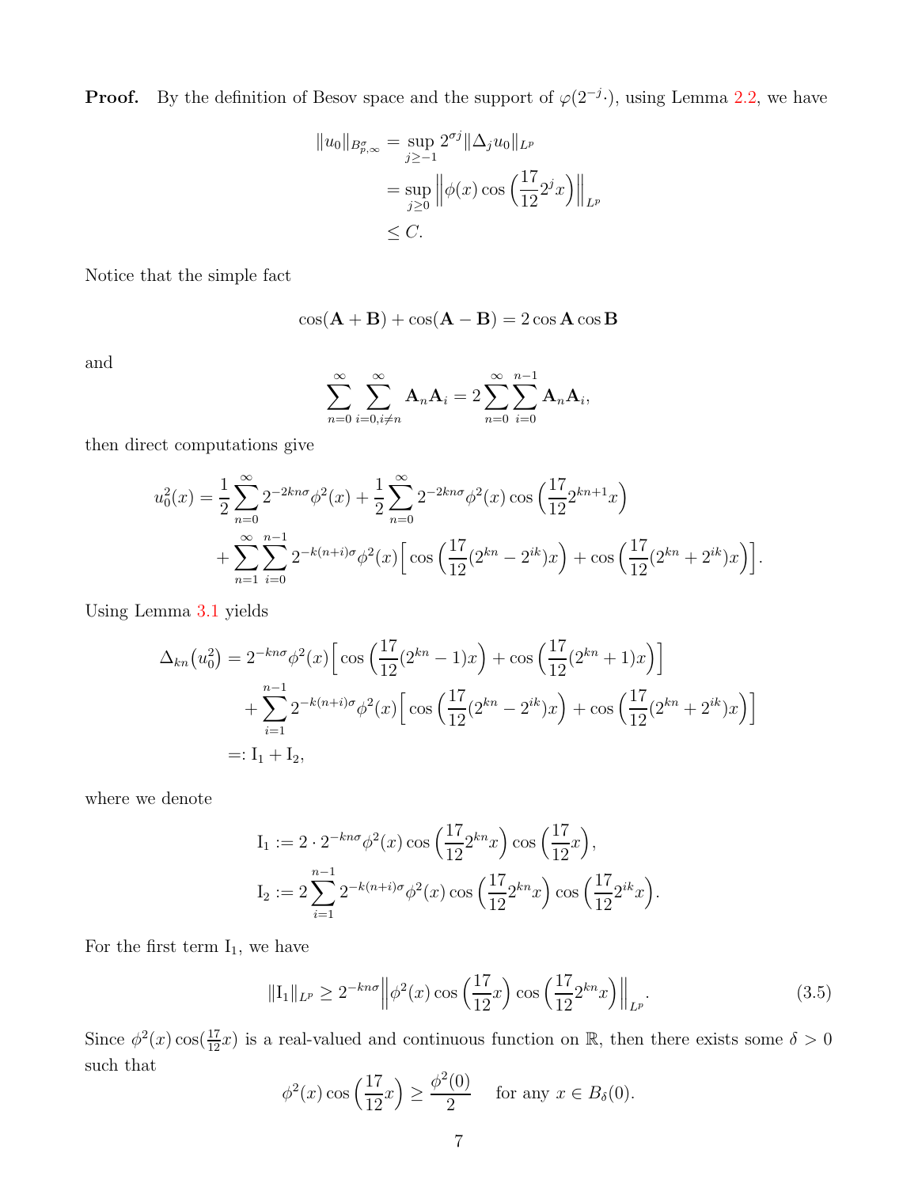**Proof.** By the definition of Besov space and the support of $\varphi(2^{-j}\cdot)$, using Lemma 2.2, we have

$$
\begin{aligned}
\|u_0\|_{B^\sigma_{p,\infty}} &= \sup_{j\geq -1} 2^{\sigma j}\|\Delta_j u_0\|_{L^p} \\
&= \sup_{j\geq 0} \Big\|\phi(x)\cos\Big(\frac{17}{12}2^j x\Big)\Big\|_{L^p} \\
&\leq C.
\end{aligned}
$$

Notice that the simple fact

$$
\cos(\mathbf{A}+\mathbf{B})+\cos(\mathbf{A}-\mathbf{B}) = 2\cos\mathbf{A}\cos\mathbf{B}
$$

and

$$
\sum_{n=0}^{\infty}\sum_{i=0,i\neq n}^{\infty}\mathbf{A}_n\mathbf{A}_i = 2\sum_{n=0}^{\infty}\sum_{i=0}^{n-1}\mathbf{A}_n\mathbf{A}_i,
$$

then direct computations give

$$
\begin{aligned}
u_0^2(x) = &\ \frac{1}{2}\sum_{n=0}^{\infty}2^{-2kn\sigma}\phi^2(x) + \frac{1}{2}\sum_{n=0}^{\infty}2^{-2kn\sigma}\phi^2(x)\cos\Big(\frac{17}{12}2^{kn+1}x\Big) \\
&+ \sum_{n=1}^{\infty}\sum_{i=0}^{n-1}2^{-k(n+i)\sigma}\phi^2(x)\Big[\cos\Big(\frac{17}{12}(2^{kn}-2^{ik})x\Big)+\cos\Big(\frac{17}{12}(2^{kn}+2^{ik})x\Big)\Big].
\end{aligned}
$$

Using Lemma 3.1 yields

$$
\begin{aligned}
\Delta_{kn}\big(u_0^2\big) &= 2^{-kn\sigma}\phi^2(x)\Big[\cos\Big(\frac{17}{12}(2^{kn}-1)x\Big)+\cos\Big(\frac{17}{12}(2^{kn}+1)x\Big)\Big] \\
&\quad + \sum_{i=1}^{n-1}2^{-k(n+i)\sigma}\phi^2(x)\Big[\cos\Big(\frac{17}{12}(2^{kn}-2^{ik})x\Big)+\cos\Big(\frac{17}{12}(2^{kn}+2^{ik})x\Big)\Big] \\
&=: \mathrm{I}_1+\mathrm{I}_2,
\end{aligned}
$$

where we denote

$$
\begin{aligned}
\mathrm{I}_1 &:= 2\cdot 2^{-kn\sigma}\phi^2(x)\cos\Big(\frac{17}{12}2^{kn}x\Big)\cos\Big(\frac{17}{12}x\Big), \\
\mathrm{I}_2 &:= 2\sum_{i=1}^{n-1}2^{-k(n+i)\sigma}\phi^2(x)\cos\Big(\frac{17}{12}2^{kn}x\Big)\cos\Big(\frac{17}{12}2^{ik}x\Big).
\end{aligned}
$$

For the first term $\mathrm{I}_1$, we have

$$
\|\mathrm{I}_1\|_{L^p} \geq 2^{-kn\sigma}\Big\|\phi^2(x)\cos\Big(\frac{17}{12}x\Big)\cos\Big(\frac{17}{12}2^{kn}x\Big)\Big\|_{L^p}. \tag{3.5}
$$

Since $\phi^2(x)\cos(\frac{17}{12}x)$ is a real-valued and continuous function on $\mathbb{R}$, then there exists some $\delta>0$ such that

$$
\phi^2(x)\cos\Big(\frac{17}{12}x\Big) \geq \frac{\phi^2(0)}{2} \quad \text{ for any } x\in B_\delta(0).
$$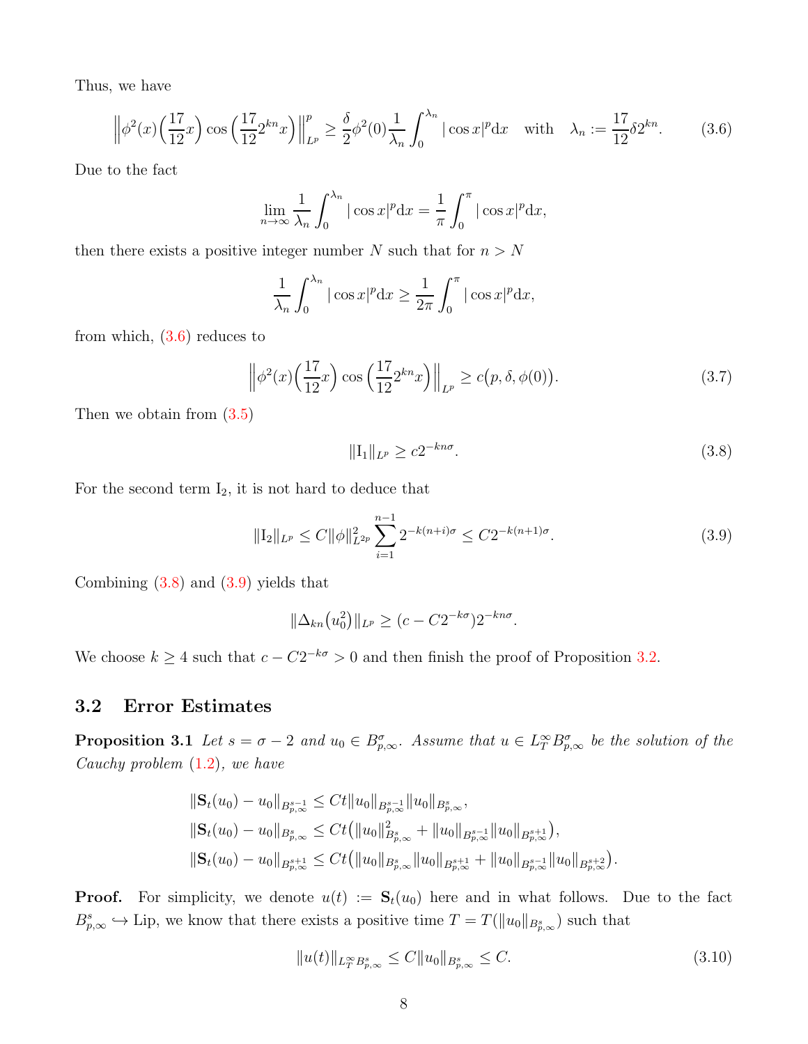Thus, we have

$$\left\|\phi^2(x)\Big(\frac{17}{12}x\Big)\cos\Big(\frac{17}{12}2^{kn}x\Big)\right\|_{L^p}^p \geq \frac{\delta}{2}\phi^2(0)\frac{1}{\lambda_n}\int_0^{\lambda_n}|\cos x|^p\mathrm{d}x \quad \text{with} \quad \lambda_n := \frac{17}{12}\delta 2^{kn}. \tag{3.6}$$

Due to the fact

$$\lim_{n\to\infty}\frac{1}{\lambda_n}\int_0^{\lambda_n}|\cos x|^p\mathrm{d}x = \frac{1}{\pi}\int_0^{\pi}|\cos x|^p\mathrm{d}x,$$

then there exists a positive integer number $N$ such that for $n > N$

$$\frac{1}{\lambda_n}\int_0^{\lambda_n}|\cos x|^p\mathrm{d}x \geq \frac{1}{2\pi}\int_0^{\pi}|\cos x|^p\mathrm{d}x,$$

from which, (3.6) reduces to

$$\left\|\phi^2(x)\Big(\frac{17}{12}x\Big)\cos\Big(\frac{17}{12}2^{kn}x\Big)\right\|_{L^p} \geq c\big(p,\delta,\phi(0)\big). \tag{3.7}$$

Then we obtain from (3.5)

$$\|\mathrm{I}_1\|_{L^p} \geq c2^{-kn\sigma}. \tag{3.8}$$

For the second term $\mathrm{I}_2$, it is not hard to deduce that

$$\|\mathrm{I}_2\|_{L^p} \leq C\|\phi\|_{L^{2p}}^2\sum_{i=1}^{n-1}2^{-k(n+i)\sigma} \leq C2^{-k(n+1)\sigma}. \tag{3.9}$$

Combining (3.8) and (3.9) yields that

$$\|\Delta_{kn}(u_0^2)\|_{L^p} \geq (c - C2^{-k\sigma})2^{-kn\sigma}.$$

We choose $k \geq 4$ such that $c - C2^{-k\sigma} > 0$ and then finish the proof of Proposition 3.2.

### 3.2 Error Estimates

**Proposition 3.1** *Let $s = \sigma - 2$ and $u_0 \in B^\sigma_{p,\infty}$. Assume that $u \in L^\infty_T B^\sigma_{p,\infty}$ be the solution of the Cauchy problem (1.2), we have*

$$\begin{aligned}
&\|\mathbf{S}_t(u_0) - u_0\|_{B^{s-1}_{p,\infty}} \leq Ct\|u_0\|_{B^{s-1}_{p,\infty}}\|u_0\|_{B^s_{p,\infty}},\\
&\|\mathbf{S}_t(u_0) - u_0\|_{B^{s}_{p,\infty}} \leq Ct\big(\|u_0\|^2_{B^{s}_{p,\infty}} + \|u_0\|_{B^{s-1}_{p,\infty}}\|u_0\|_{B^{s+1}_{p,\infty}}\big),\\
&\|\mathbf{S}_t(u_0) - u_0\|_{B^{s+1}_{p,\infty}} \leq Ct\big(\|u_0\|_{B^{s}_{p,\infty}}\|u_0\|_{B^{s+1}_{p,\infty}} + \|u_0\|_{B^{s-1}_{p,\infty}}\|u_0\|_{B^{s+2}_{p,\infty}}\big).
\end{aligned}$$

**Proof.** For simplicity, we denote $u(t) := \mathbf{S}_t(u_0)$ here and in what follows. Due to the fact $B^s_{p,\infty} \hookrightarrow \mathrm{Lip}$, we know that there exists a positive time $T = T(\|u_0\|_{B^s_{p,\infty}})$ such that

$$\|u(t)\|_{L^\infty_T B^s_{p,\infty}} \leq C\|u_0\|_{B^s_{p,\infty}} \leq C. \tag{3.10}$$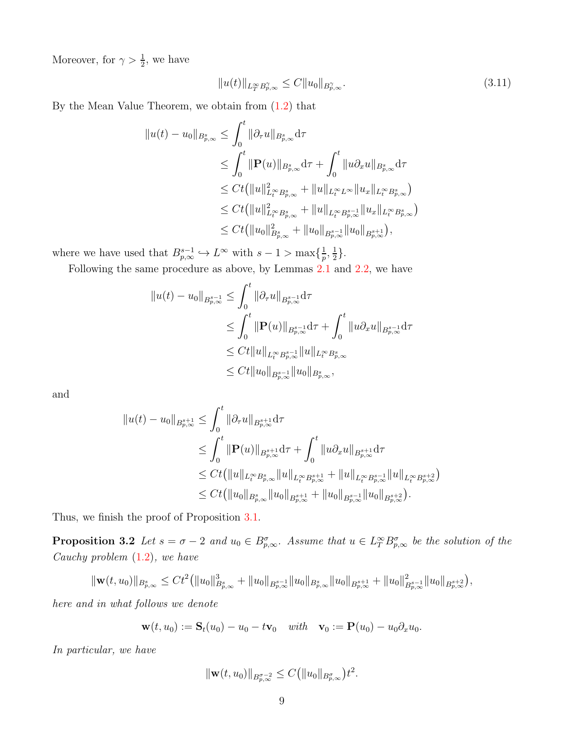Moreover, for $\gamma > \frac{1}{2}$, we have

$$\|u(t)\|_{L^\infty_T B^\gamma_{p,\infty}} \le C\|u_0\|_{B^\gamma_{p,\infty}}. \tag{3.11}$$

By the Mean Value Theorem, we obtain from (1.2) that

$$\begin{aligned}
\|u(t) - u_0\|_{B^s_{p,\infty}} &\le \int_0^t \|\partial_\tau u\|_{B^s_{p,\infty}} \mathrm{d}\tau \\
&\le \int_0^t \|\mathbf{P}(u)\|_{B^s_{p,\infty}} \mathrm{d}\tau + \int_0^t \|u\partial_x u\|_{B^s_{p,\infty}} \mathrm{d}\tau \\
&\le Ct\big(\|u\|^2_{L^\infty_t B^s_{p,\infty}} + \|u\|_{L^\infty_t L^\infty}\|u_x\|_{L^\infty_t B^s_{p,\infty}}\big) \\
&\le Ct\big(\|u\|^2_{L^\infty_t B^s_{p,\infty}} + \|u\|_{L^\infty_t B^{s-1}_{p,\infty}}\|u_x\|_{L^\infty_t B^s_{p,\infty}}\big) \\
&\le Ct\big(\|u_0\|^2_{B^s_{p,\infty}} + \|u_0\|_{B^{s-1}_{p,\infty}}\|u_0\|_{B^{s+1}_{p,\infty}}\big),
\end{aligned}$$

where we have used that $B^{s-1}_{p,\infty} \hookrightarrow L^\infty$ with $s-1 > \max\{\frac{1}{p}, \frac{1}{2}\}$.

Following the same procedure as above, by Lemmas 2.1 and 2.2, we have

$$\begin{aligned}
\|u(t) - u_0\|_{B^{s-1}_{p,\infty}} &\le \int_0^t \|\partial_\tau u\|_{B^{s-1}_{p,\infty}} \mathrm{d}\tau \\
&\le \int_0^t \|\mathbf{P}(u)\|_{B^{s-1}_{p,\infty}} \mathrm{d}\tau + \int_0^t \|u\partial_x u\|_{B^{s-1}_{p,\infty}} \mathrm{d}\tau \\
&\le Ct\|u\|_{L^\infty_t B^{s-1}_{p,\infty}}\|u\|_{L^\infty_t B^s_{p,\infty}} \\
&\le Ct\|u_0\|_{B^{s-1}_{p,\infty}}\|u_0\|_{B^s_{p,\infty}},
\end{aligned}$$

and

$$\begin{aligned}
\|u(t) - u_0\|_{B^{s+1}_{p,\infty}} &\le \int_0^t \|\partial_\tau u\|_{B^{s+1}_{p,\infty}} \mathrm{d}\tau \\
&\le \int_0^t \|\mathbf{P}(u)\|_{B^{s+1}_{p,\infty}} \mathrm{d}\tau + \int_0^t \|u\partial_x u\|_{B^{s+1}_{p,\infty}} \mathrm{d}\tau \\
&\le Ct\big(\|u\|_{L^\infty_t B^s_{p,\infty}}\|u\|_{L^\infty_t B^{s+1}_{p,\infty}} + \|u\|_{L^\infty_t B^{s-1}_{p,\infty}}\|u\|_{L^\infty_t B^{s+2}_{p,\infty}}\big) \\
&\le Ct\big(\|u_0\|_{B^s_{p,\infty}}\|u_0\|_{B^{s+1}_{p,\infty}} + \|u_0\|_{B^{s-1}_{p,\infty}}\|u_0\|_{B^{s+2}_{p,\infty}}\big).
\end{aligned}$$

Thus, we finish the proof of Proposition 3.1.

**Proposition 3.2** *Let $s = \sigma - 2$ and $u_0 \in B^\sigma_{p,\infty}$. Assume that $u \in L^\infty_T B^\sigma_{p,\infty}$ be the solution of the Cauchy problem (1.2), we have*

$$\|\mathbf{w}(t, u_0)\|_{B^s_{p,\infty}} \le Ct^2\big(\|u_0\|^3_{B^s_{p,\infty}} + \|u_0\|_{B^{s-1}_{p,\infty}}\|u_0\|_{B^s_{p,\infty}}\|u_0\|_{B^{s+1}_{p,\infty}} + \|u_0\|^2_{B^{s-1}_{p,\infty}}\|u_0\|_{B^{s+2}_{p,\infty}}\big),$$

*here and in what follows we denote*

$$\mathbf{w}(t, u_0) := \mathbf{S}_t(u_0) - u_0 - t\mathbf{v}_0 \quad \text{with} \quad \mathbf{v}_0 := \mathbf{P}(u_0) - u_0\partial_x u_0.$$

*In particular, we have*

$$\|\mathbf{w}(t, u_0)\|_{B^{\sigma-2}_{p,\infty}} \le C\big(\|u_0\|_{B^\sigma_{p,\infty}}\big)t^2.$$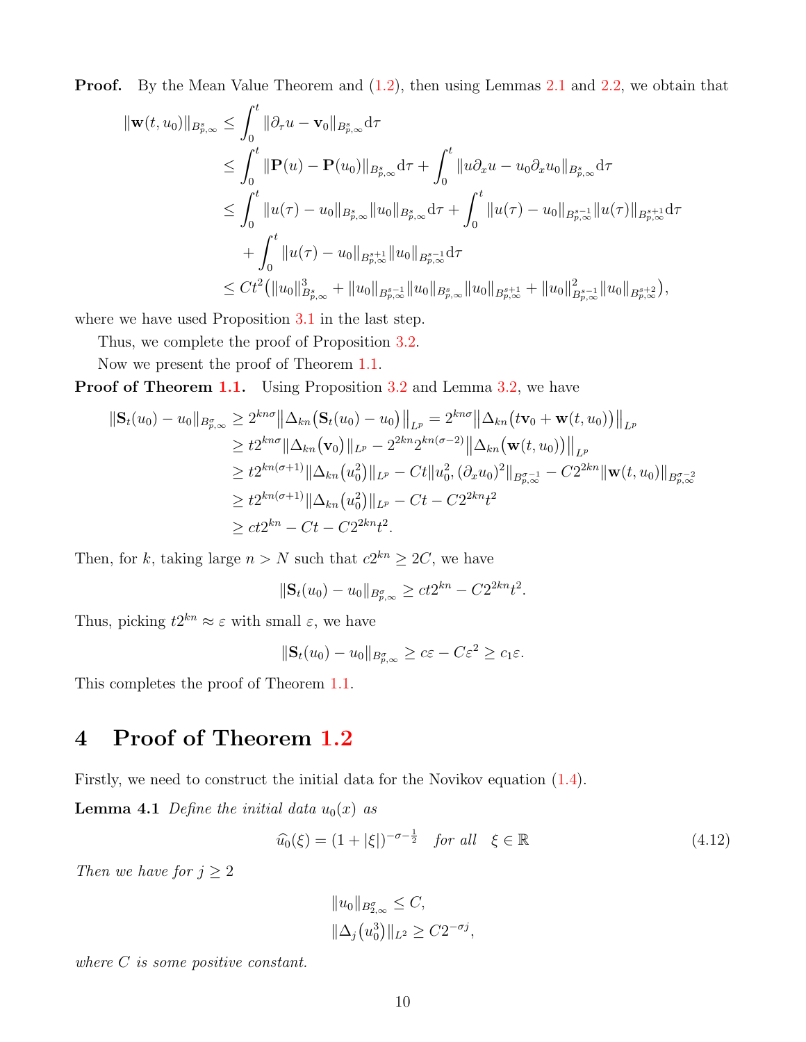**Proof.** By the Mean Value Theorem and (1.2), then using Lemmas 2.1 and 2.2, we obtain that

$$
\begin{aligned}
\|\mathbf{w}(t,u_0)\|_{B^s_{p,\infty}} &\le \int_0^t \|\partial_\tau u - \mathbf{v}_0\|_{B^s_{p,\infty}} \mathrm{d}\tau \\
&\le \int_0^t \|\mathbf{P}(u)-\mathbf{P}(u_0)\|_{B^s_{p,\infty}} \mathrm{d}\tau + \int_0^t \|u\partial_x u - u_0\partial_x u_0\|_{B^s_{p,\infty}} \mathrm{d}\tau \\
&\le \int_0^t \|u(\tau)-u_0\|_{B^s_{p,\infty}} \|u_0\|_{B^s_{p,\infty}} \mathrm{d}\tau + \int_0^t \|u(\tau)-u_0\|_{B^{s-1}_{p,\infty}} \|u(\tau)\|_{B^{s+1}_{p,\infty}} \mathrm{d}\tau \\
&\quad + \int_0^t \|u(\tau)-u_0\|_{B^{s+1}_{p,\infty}} \|u_0\|_{B^{s-1}_{p,\infty}} \mathrm{d}\tau \\
&\le Ct^2\big(\|u_0\|^3_{B^s_{p,\infty}} + \|u_0\|_{B^{s-1}_{p,\infty}}\|u_0\|_{B^s_{p,\infty}}\|u_0\|_{B^{s+1}_{p,\infty}} + \|u_0\|^2_{B^{s-1}_{p,\infty}}\|u_0\|_{B^{s+2}_{p,\infty}}\big),
\end{aligned}
$$

where we have used Proposition 3.1 in the last step.

Thus, we complete the proof of Proposition 3.2.

Now we present the proof of Theorem 1.1.

**Proof of Theorem 1.1.** Using Proposition 3.2 and Lemma 3.2, we have

$$
\begin{aligned}
\|\mathbf{S}_t(u_0)-u_0\|_{B^\sigma_{p,\infty}} &\ge 2^{kn\sigma}\big\|\Delta_{kn}\big(\mathbf{S}_t(u_0)-u_0\big)\big\|_{L^p} = 2^{kn\sigma}\big\|\Delta_{kn}\big(t\mathbf{v}_0+\mathbf{w}(t,u_0)\big)\big\|_{L^p} \\
&\ge t2^{kn\sigma}\|\Delta_{kn}(\mathbf{v}_0)\|_{L^p} - 2^{2kn}2^{kn(\sigma-2)}\big\|\Delta_{kn}\big(\mathbf{w}(t,u_0)\big)\big\|_{L^p} \\
&\ge t2^{kn(\sigma+1)}\|\Delta_{kn}(u_0^2)\|_{L^p} - Ct\|u_0^2,(\partial_x u_0)^2\|_{B^{\sigma-1}_{p,\infty}} - C2^{2kn}\|\mathbf{w}(t,u_0)\|_{B^{\sigma-2}_{p,\infty}} \\
&\ge t2^{kn(\sigma+1)}\|\Delta_{kn}(u_0^2)\|_{L^p} - Ct - C2^{2kn}t^2 \\
&\ge ct2^{kn} - Ct - C2^{2kn}t^2.
\end{aligned}
$$

Then, for $k$, taking large $n>N$ such that $c2^{kn}\ge 2C$, we have

$$
\|\mathbf{S}_t(u_0)-u_0\|_{B^\sigma_{p,\infty}} \ge ct2^{kn} - C2^{2kn}t^2.
$$

Thus, picking $t2^{kn}\approx\varepsilon$ with small $\varepsilon$, we have

$$
\|\mathbf{S}_t(u_0)-u_0\|_{B^\sigma_{p,\infty}} \ge c\varepsilon - C\varepsilon^2 \ge c_1\varepsilon.
$$

This completes the proof of Theorem 1.1.

# 4 Proof of Theorem 1.2

Firstly, we need to construct the initial data for the Novikov equation (1.4).

**Lemma 4.1** *Define the initial data $u_0(x)$ as*

$$
\widehat{u_0}(\xi) = (1+|\xi|)^{-\sigma-\frac{1}{2}} \quad \textit{for all} \quad \xi\in\mathbb{R} \tag{4.12}
$$

*Then we have for $j\ge 2$*

$$
\begin{aligned}
&\|u_0\|_{B^\sigma_{2,\infty}} \le C, \\
&\|\Delta_j(u_0^3)\|_{L^2} \ge C2^{-\sigma j},
\end{aligned}
$$

*where $C$ is some positive constant.*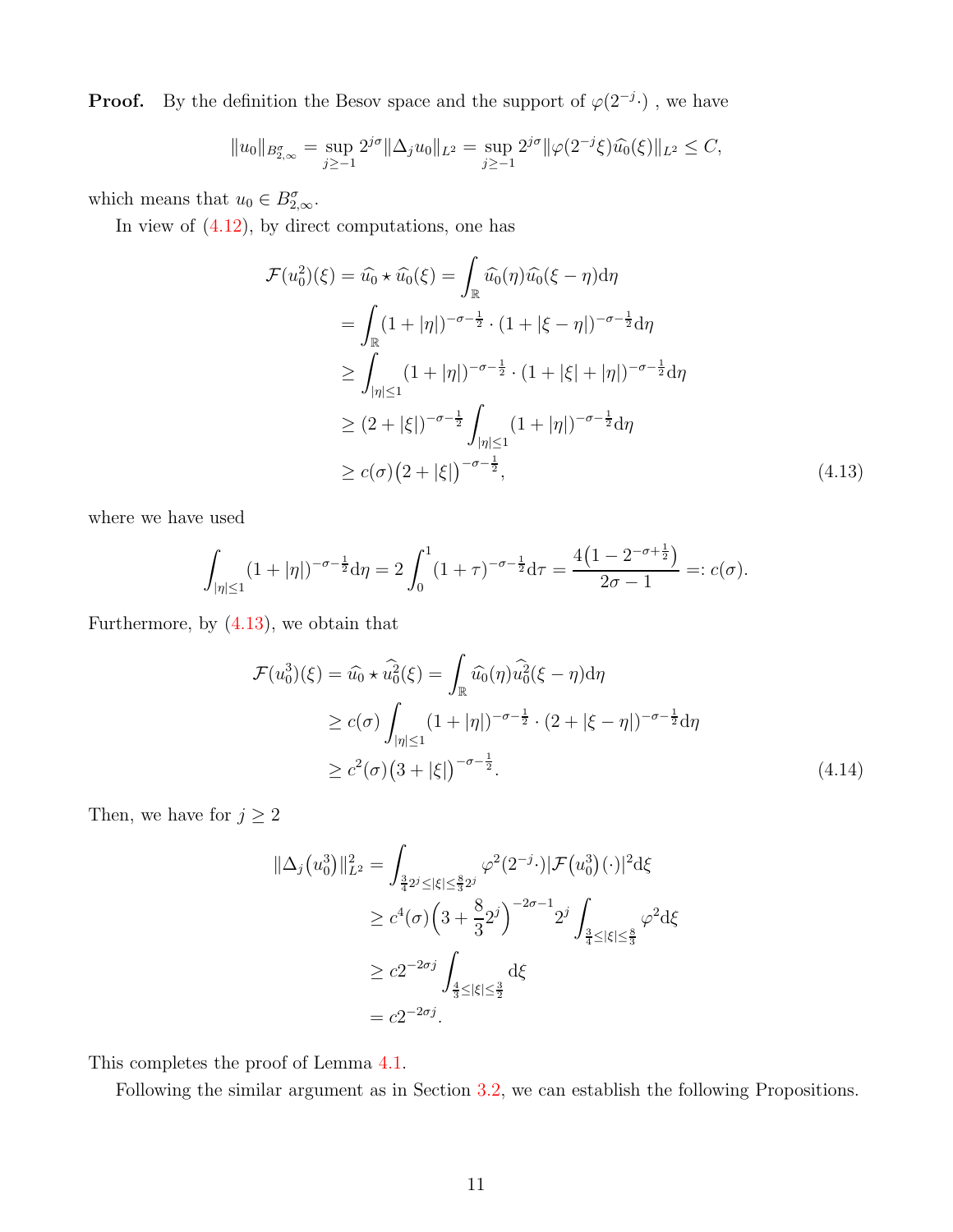**Proof.** By the definition the Besov space and the support of $\varphi(2^{-j}\cdot)$ , we have

$$
\|u_0\|_{B^\sigma_{2,\infty}} = \sup_{j\geq -1} 2^{j\sigma}\|\Delta_j u_0\|_{L^2} = \sup_{j\geq -1} 2^{j\sigma}\|\varphi(2^{-j}\xi)\widehat{u_0}(\xi)\|_{L^2} \leq C,
$$

which means that $u_0 \in B^\sigma_{2,\infty}$.

In view of (4.12), by direct computations, one has

$$
\begin{aligned}
\mathcal{F}(u_0^2)(\xi) &= \widehat{u_0} \star \widehat{u_0}(\xi) = \int_{\mathbb{R}} \widehat{u_0}(\eta)\widehat{u_0}(\xi-\eta)\mathrm{d}\eta \\
&= \int_{\mathbb{R}} (1+|\eta|)^{-\sigma-\frac{1}{2}} \cdot (1+|\xi-\eta|)^{-\sigma-\frac{1}{2}}\mathrm{d}\eta \\
&\geq \int_{|\eta|\leq 1} (1+|\eta|)^{-\sigma-\frac{1}{2}} \cdot (1+|\xi|+|\eta|)^{-\sigma-\frac{1}{2}}\mathrm{d}\eta \\
&\geq (2+|\xi|)^{-\sigma-\frac{1}{2}} \int_{|\eta|\leq 1} (1+|\eta|)^{-\sigma-\frac{1}{2}}\mathrm{d}\eta \\
&\geq c(\sigma)\big(2+|\xi|\big)^{-\sigma-\frac{1}{2}},
\end{aligned} \tag{4.13}
$$

where we have used

$$
\int_{|\eta|\leq 1} (1+|\eta|)^{-\sigma-\frac{1}{2}}\mathrm{d}\eta = 2\int_0^1 (1+\tau)^{-\sigma-\frac{1}{2}}\mathrm{d}\tau = \frac{4\big(1-2^{-\sigma+\frac{1}{2}}\big)}{2\sigma-1} =: c(\sigma).
$$

Furthermore, by (4.13), we obtain that

$$
\begin{aligned}
\mathcal{F}(u_0^3)(\xi) &= \widehat{u_0} \star \widehat{u_0^2}(\xi) = \int_{\mathbb{R}} \widehat{u_0}(\eta)\widehat{u_0^2}(\xi-\eta)\mathrm{d}\eta \\
&\geq c(\sigma)\int_{|\eta|\leq 1} (1+|\eta|)^{-\sigma-\frac{1}{2}} \cdot (2+|\xi-\eta|)^{-\sigma-\frac{1}{2}}\mathrm{d}\eta \\
&\geq c^2(\sigma)\big(3+|\xi|\big)^{-\sigma-\frac{1}{2}}.
\end{aligned} \tag{4.14}
$$

Then, we have for $j \geq 2$

$$
\begin{aligned}
\|\Delta_j\big(u_0^3\big)\|_{L^2}^2 &= \int_{\frac{3}{4}2^j\leq|\xi|\leq\frac{8}{3}2^j} \varphi^2(2^{-j}\cdot)|\mathcal{F}\big(u_0^3\big)(\cdot)|^2\mathrm{d}\xi \\
&\geq c^4(\sigma)\Big(3+\frac{8}{3}2^j\Big)^{-2\sigma-1}2^j\int_{\frac{3}{4}\leq|\xi|\leq\frac{8}{3}} \varphi^2\mathrm{d}\xi \\
&\geq c2^{-2\sigma j}\int_{\frac{4}{3}\leq|\xi|\leq\frac{3}{2}} \mathrm{d}\xi \\
&= c2^{-2\sigma j}.
\end{aligned}
$$

This completes the proof of Lemma 4.1.

Following the similar argument as in Section 3.2, we can establish the following Propositions.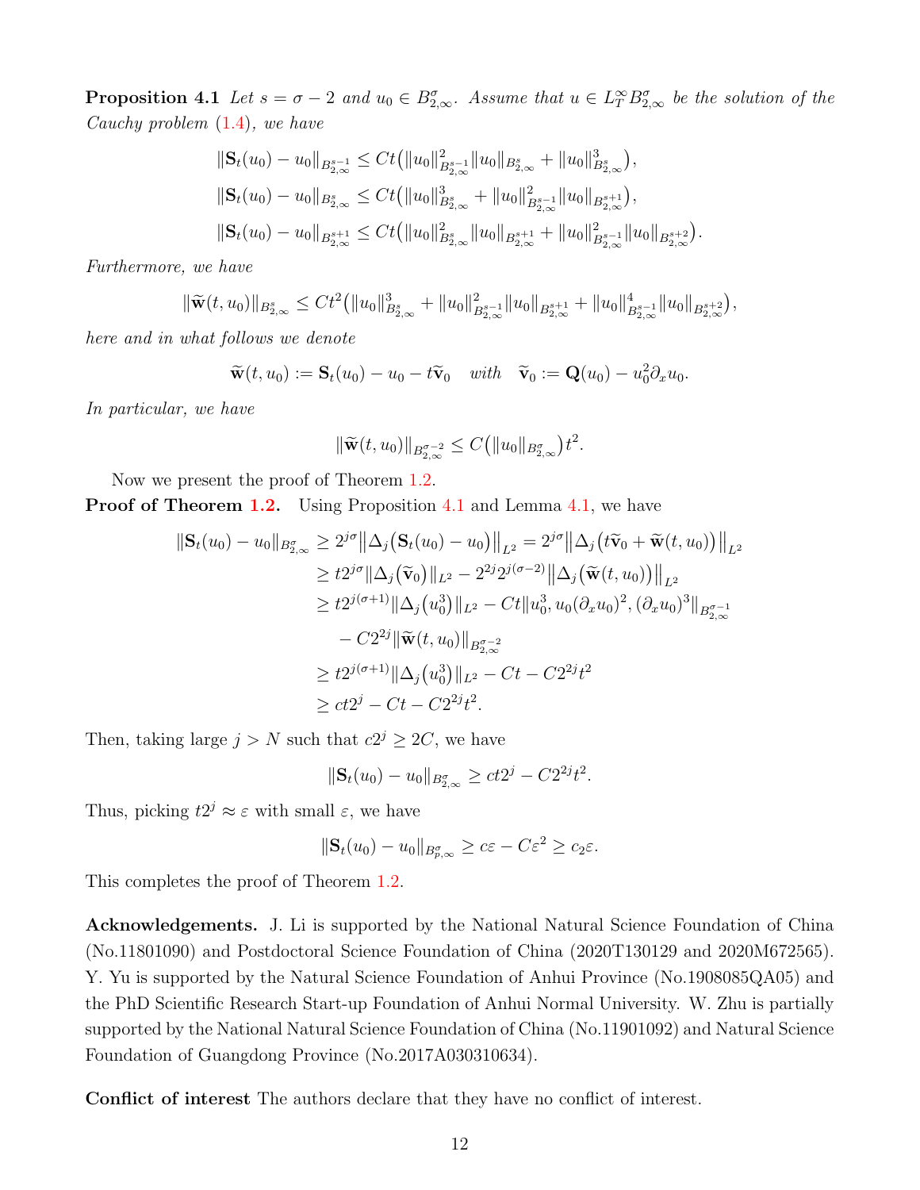**Proposition 4.1** *Let $s=\sigma-2$ and $u_0\in B^\sigma_{2,\infty}$. Assume that $u\in L^\infty_T B^\sigma_{2,\infty}$ be the solution of the Cauchy problem (1.4), we have*

$$
\begin{aligned}
&\|\mathbf{S}_t(u_0)-u_0\|_{B^{s-1}_{2,\infty}}\le Ct\big(\|u_0\|^2_{B^{s-1}_{2,\infty}}\|u_0\|_{B^s_{2,\infty}}+\|u_0\|^3_{B^s_{2,\infty}}\big),\\
&\|\mathbf{S}_t(u_0)-u_0\|_{B^{s}_{2,\infty}}\le Ct\big(\|u_0\|^3_{B^{s}_{2,\infty}}+\|u_0\|^2_{B^{s-1}_{2,\infty}}\|u_0\|_{B^{s+1}_{2,\infty}}\big),\\
&\|\mathbf{S}_t(u_0)-u_0\|_{B^{s+1}_{2,\infty}}\le Ct\big(\|u_0\|^2_{B^{s}_{2,\infty}}\|u_0\|_{B^{s+1}_{2,\infty}}+\|u_0\|^2_{B^{s-1}_{2,\infty}}\|u_0\|_{B^{s+2}_{2,\infty}}\big).
\end{aligned}
$$

*Furthermore, we have*

$$
\|\widetilde{\mathbf{w}}(t,u_0)\|_{B^s_{2,\infty}}\le Ct^2\big(\|u_0\|^3_{B^s_{2,\infty}}+\|u_0\|^2_{B^{s-1}_{2,\infty}}\|u_0\|_{B^{s+1}_{2,\infty}}+\|u_0\|^4_{B^{s-1}_{2,\infty}}\|u_0\|_{B^{s+2}_{2,\infty}}\big),
$$

*here and in what follows we denote*

$$
\widetilde{\mathbf{w}}(t,u_0):=\mathbf{S}_t(u_0)-u_0-t\widetilde{\mathbf{v}}_0\quad with\quad \widetilde{\mathbf{v}}_0:=\mathbf{Q}(u_0)-u_0^2\partial_x u_0.
$$

*In particular, we have*

$$
\|\widetilde{\mathbf{w}}(t,u_0)\|_{B^{\sigma-2}_{2,\infty}}\le C\big(\|u_0\|_{B^\sigma_{2,\infty}}\big)t^2.
$$

Now we present the proof of Theorem 1.2.

**Proof of Theorem 1.2.** Using Proposition 4.1 and Lemma 4.1, we have

$$
\begin{aligned}
\|\mathbf{S}_t(u_0)-u_0\|_{B^\sigma_{2,\infty}}&\ge 2^{j\sigma}\big\|\Delta_j\big(\mathbf{S}_t(u_0)-u_0\big)\big\|_{L^2}=2^{j\sigma}\big\|\Delta_j\big(t\widetilde{\mathbf{v}}_0+\widetilde{\mathbf{w}}(t,u_0)\big)\big\|_{L^2}\\
&\ge t2^{j\sigma}\|\Delta_j\big(\widetilde{\mathbf{v}}_0\big)\|_{L^2}-2^{2j}2^{j(\sigma-2)}\big\|\Delta_j\big(\widetilde{\mathbf{w}}(t,u_0)\big)\big\|_{L^2}\\
&\ge t2^{j(\sigma+1)}\|\Delta_j\big(u_0^3\big)\|_{L^2}-Ct\|u_0^3,u_0(\partial_xu_0)^2,(\partial_xu_0)^3\|_{B^{\sigma-1}_{2,\infty}}\\
&\quad -C2^{2j}\|\widetilde{\mathbf{w}}(t,u_0)\|_{B^{\sigma-2}_{2,\infty}}\\
&\ge t2^{j(\sigma+1)}\|\Delta_j\big(u_0^3\big)\|_{L^2}-Ct-C2^{2j}t^2\\
&\ge ct2^j-Ct-C2^{2j}t^2.
\end{aligned}
$$

Then, taking large $j>N$ such that $c2^j\ge 2C$, we have

$$
\|\mathbf{S}_t(u_0)-u_0\|_{B^\sigma_{2,\infty}}\ge ct2^j-C2^{2j}t^2.
$$

Thus, picking $t2^j\approx\varepsilon$ with small $\varepsilon$, we have

$$
\|\mathbf{S}_t(u_0)-u_0\|_{B^\sigma_{p,\infty}}\ge c\varepsilon-C\varepsilon^2\ge c_2\varepsilon.
$$

This completes the proof of Theorem 1.2.

**Acknowledgements.** J. Li is supported by the National Natural Science Foundation of China (No.11801090) and Postdoctoral Science Foundation of China (2020T130129 and 2020M672565). Y. Yu is supported by the Natural Science Foundation of Anhui Province (No.1908085QA05) and the PhD Scientific Research Start-up Foundation of Anhui Normal University. W. Zhu is partially supported by the National Natural Science Foundation of China (No.11901092) and Natural Science Foundation of Guangdong Province (No.2017A030310634).

**Conflict of interest** The authors declare that they have no conflict of interest.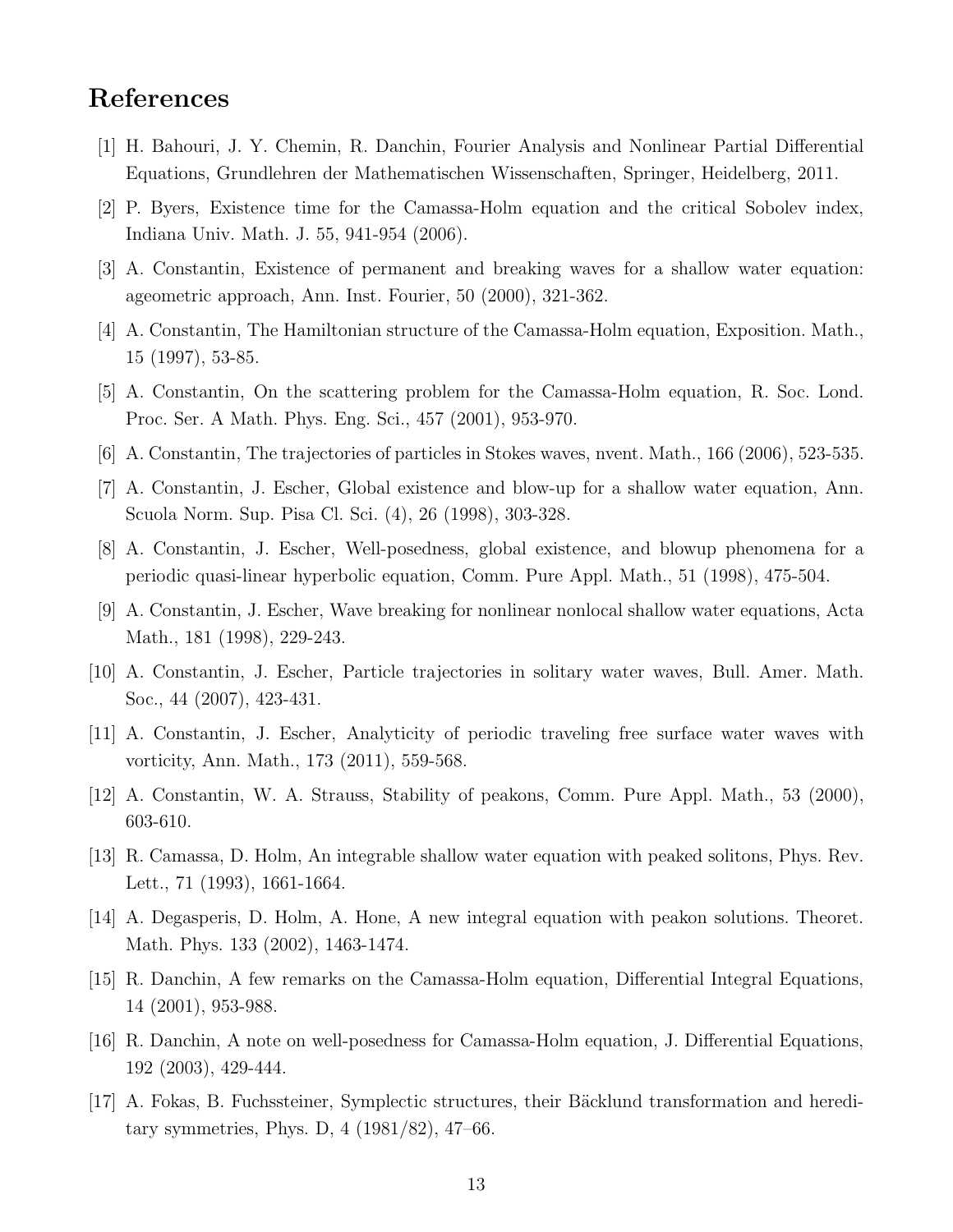# References

[1] H. Bahouri, J. Y. Chemin, R. Danchin, Fourier Analysis and Nonlinear Partial Differential Equations, Grundlehren der Mathematischen Wissenschaften, Springer, Heidelberg, 2011.

[2] P. Byers, Existence time for the Camassa-Holm equation and the critical Sobolev index, Indiana Univ. Math. J. 55, 941-954 (2006).

[3] A. Constantin, Existence of permanent and breaking waves for a shallow water equation: ageometric approach, Ann. Inst. Fourier, 50 (2000), 321-362.

[4] A. Constantin, The Hamiltonian structure of the Camassa-Holm equation, Exposition. Math., 15 (1997), 53-85.

[5] A. Constantin, On the scattering problem for the Camassa-Holm equation, R. Soc. Lond. Proc. Ser. A Math. Phys. Eng. Sci., 457 (2001), 953-970.

[6] A. Constantin, The trajectories of particles in Stokes waves, nvent. Math., 166 (2006), 523-535.

[7] A. Constantin, J. Escher, Global existence and blow-up for a shallow water equation, Ann. Scuola Norm. Sup. Pisa Cl. Sci. (4), 26 (1998), 303-328.

[8] A. Constantin, J. Escher, Well-posedness, global existence, and blowup phenomena for a periodic quasi-linear hyperbolic equation, Comm. Pure Appl. Math., 51 (1998), 475-504.

[9] A. Constantin, J. Escher, Wave breaking for nonlinear nonlocal shallow water equations, Acta Math., 181 (1998), 229-243.

[10] A. Constantin, J. Escher, Particle trajectories in solitary water waves, Bull. Amer. Math. Soc., 44 (2007), 423-431.

[11] A. Constantin, J. Escher, Analyticity of periodic traveling free surface water waves with vorticity, Ann. Math., 173 (2011), 559-568.

[12] A. Constantin, W. A. Strauss, Stability of peakons, Comm. Pure Appl. Math., 53 (2000), 603-610.

[13] R. Camassa, D. Holm, An integrable shallow water equation with peaked solitons, Phys. Rev. Lett., 71 (1993), 1661-1664.

[14] A. Degasperis, D. Holm, A. Hone, A new integral equation with peakon solutions. Theoret. Math. Phys. 133 (2002), 1463-1474.

[15] R. Danchin, A few remarks on the Camassa-Holm equation, Differential Integral Equations, 14 (2001), 953-988.

[16] R. Danchin, A note on well-posedness for Camassa-Holm equation, J. Differential Equations, 192 (2003), 429-444.

[17] A. Fokas, B. Fuchssteiner, Symplectic structures, their Bäcklund transformation and hereditary symmetries, Phys. D, 4 (1981/82), 47–66.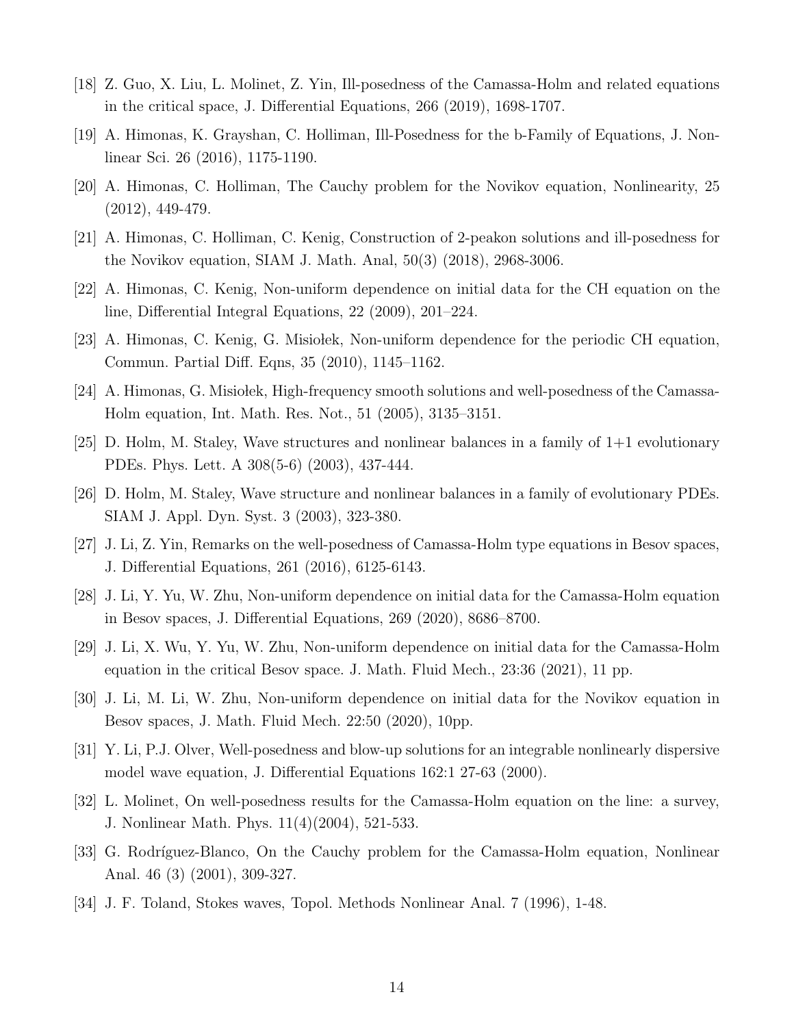[18] Z. Guo, X. Liu, L. Molinet, Z. Yin, Ill-posedness of the Camassa-Holm and related equations in the critical space, J. Differential Equations, 266 (2019), 1698-1707.

[19] A. Himonas, K. Grayshan, C. Holliman, Ill-Posedness for the b-Family of Equations, J. Nonlinear Sci. 26 (2016), 1175-1190.

[20] A. Himonas, C. Holliman, The Cauchy problem for the Novikov equation, Nonlinearity, 25 (2012), 449-479.

[21] A. Himonas, C. Holliman, C. Kenig, Construction of 2-peakon solutions and ill-posedness for the Novikov equation, SIAM J. Math. Anal, 50(3) (2018), 2968-3006.

[22] A. Himonas, C. Kenig, Non-uniform dependence on initial data for the CH equation on the line, Differential Integral Equations, 22 (2009), 201–224.

[23] A. Himonas, C. Kenig, G. Misiołek, Non-uniform dependence for the periodic CH equation, Commun. Partial Diff. Eqns, 35 (2010), 1145–1162.

[24] A. Himonas, G. Misiołek, High-frequency smooth solutions and well-posedness of the Camassa-Holm equation, Int. Math. Res. Not., 51 (2005), 3135–3151.

[25] D. Holm, M. Staley, Wave structures and nonlinear balances in a family of 1+1 evolutionary PDEs. Phys. Lett. A 308(5-6) (2003), 437-444.

[26] D. Holm, M. Staley, Wave structure and nonlinear balances in a family of evolutionary PDEs. SIAM J. Appl. Dyn. Syst. 3 (2003), 323-380.

[27] J. Li, Z. Yin, Remarks on the well-posedness of Camassa-Holm type equations in Besov spaces, J. Differential Equations, 261 (2016), 6125-6143.

[28] J. Li, Y. Yu, W. Zhu, Non-uniform dependence on initial data for the Camassa-Holm equation in Besov spaces, J. Differential Equations, 269 (2020), 8686–8700.

[29] J. Li, X. Wu, Y. Yu, W. Zhu, Non-uniform dependence on initial data for the Camassa-Holm equation in the critical Besov space. J. Math. Fluid Mech., 23:36 (2021), 11 pp.

[30] J. Li, M. Li, W. Zhu, Non-uniform dependence on initial data for the Novikov equation in Besov spaces, J. Math. Fluid Mech. 22:50 (2020), 10pp.

[31] Y. Li, P.J. Olver, Well-posedness and blow-up solutions for an integrable nonlinearly dispersive model wave equation, J. Differential Equations 162:1 27-63 (2000).

[32] L. Molinet, On well-posedness results for the Camassa-Holm equation on the line: a survey, J. Nonlinear Math. Phys. 11(4)(2004), 521-533.

[33] G. Rodríguez-Blanco, On the Cauchy problem for the Camassa-Holm equation, Nonlinear Anal. 46 (3) (2001), 309-327.

[34] J. F. Toland, Stokes waves, Topol. Methods Nonlinear Anal. 7 (1996), 1-48.